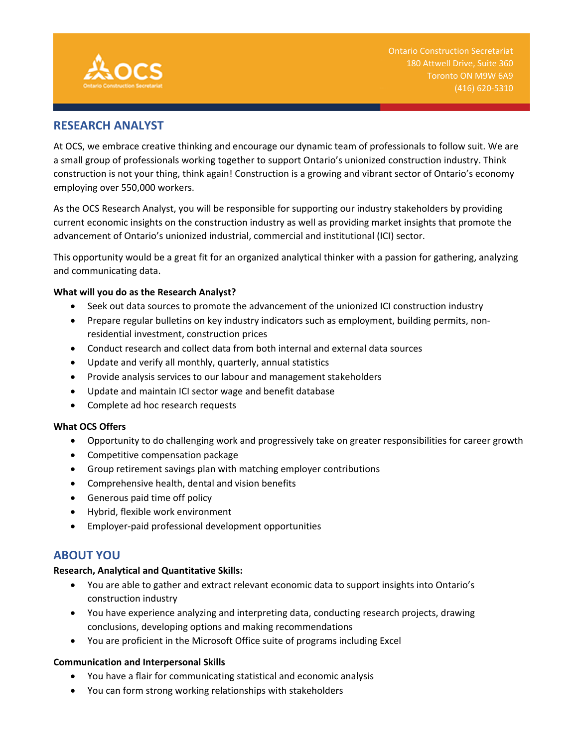Ontario Construction Secretariat
180 Attwell Drive, Suite 360
Toronto ON M9W 6A9
(416) 620-5310

## RESEARCH ANALYST

At OCS, we embrace creative thinking and encourage our dynamic team of professionals to follow suit. We are a small group of professionals working together to support Ontario's unionized construction industry. Think construction is not your thing, think again! Construction is a growing and vibrant sector of Ontario's economy employing over 550,000 workers.

As the OCS Research Analyst, you will be responsible for supporting our industry stakeholders by providing current economic insights on the construction industry as well as providing market insights that promote the advancement of Ontario's unionized industrial, commercial and institutional (ICI) sector.

This opportunity would be a great fit for an organized analytical thinker with a passion for gathering, analyzing and communicating data.

**What will you do as the Research Analyst?**

- Seek out data sources to promote the advancement of the unionized ICI construction industry
- Prepare regular bulletins on key industry indicators such as employment, building permits, non-residential investment, construction prices
- Conduct research and collect data from both internal and external data sources
- Update and verify all monthly, quarterly, annual statistics
- Provide analysis services to our labour and management stakeholders
- Update and maintain ICI sector wage and benefit database
- Complete ad hoc research requests

**What OCS Offers**

- Opportunity to do challenging work and progressively take on greater responsibilities for career growth
- Competitive compensation package
- Group retirement savings plan with matching employer contributions
- Comprehensive health, dental and vision benefits
- Generous paid time off policy
- Hybrid, flexible work environment
- Employer-paid professional development opportunities

## ABOUT YOU

**Research, Analytical and Quantitative Skills:**

- You are able to gather and extract relevant economic data to support insights into Ontario's construction industry
- You have experience analyzing and interpreting data, conducting research projects, drawing conclusions, developing options and making recommendations
- You are proficient in the Microsoft Office suite of programs including Excel

**Communication and Interpersonal Skills**

- You have a flair for communicating statistical and economic analysis
- You can form strong working relationships with stakeholders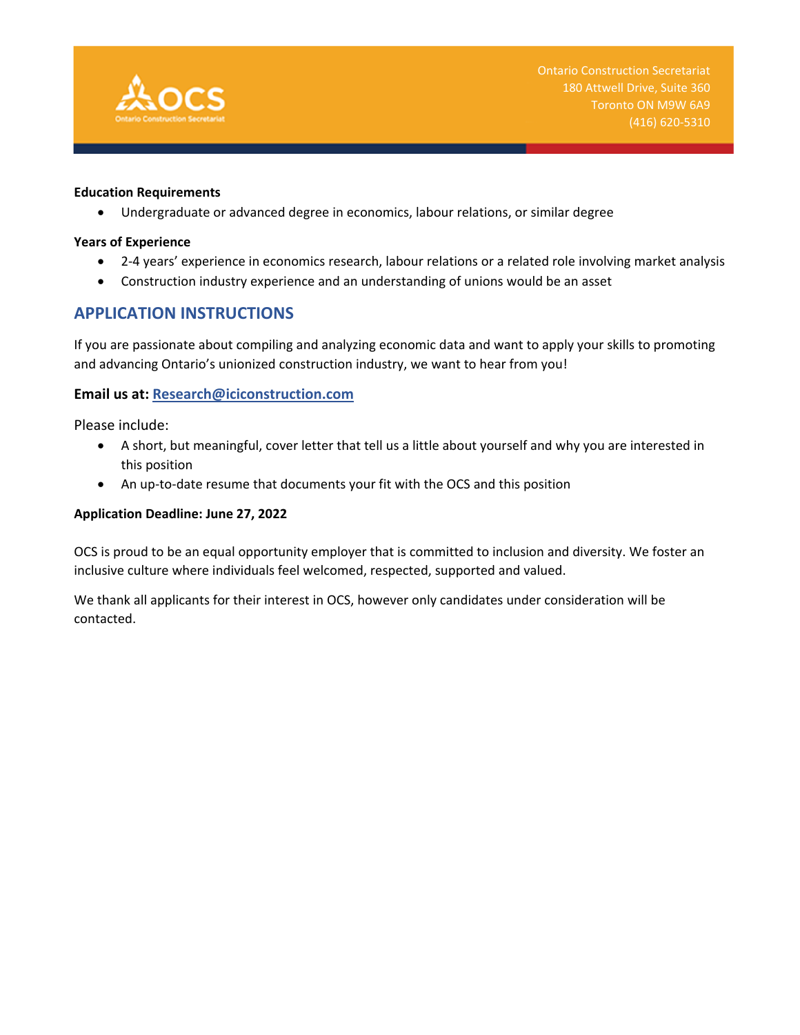**Education Requirements**

- Undergraduate or advanced degree in economics, labour relations, or similar degree

**Years of Experience**

- 2-4 years' experience in economics research, labour relations or a related role involving market analysis
- Construction industry experience and an understanding of unions would be an asset

## APPLICATION INSTRUCTIONS

If you are passionate about compiling and analyzing economic data and want to apply your skills to promoting and advancing Ontario's unionized construction industry, we want to hear from you!

**Email us at: Research@iciconstruction.com**

Please include:

- A short, but meaningful, cover letter that tell us a little about yourself and why you are interested in this position
- An up-to-date resume that documents your fit with the OCS and this position

**Application Deadline: June 27, 2022**

OCS is proud to be an equal opportunity employer that is committed to inclusion and diversity. We foster an inclusive culture where individuals feel welcomed, respected, supported and valued.

We thank all applicants for their interest in OCS, however only candidates under consideration will be contacted.